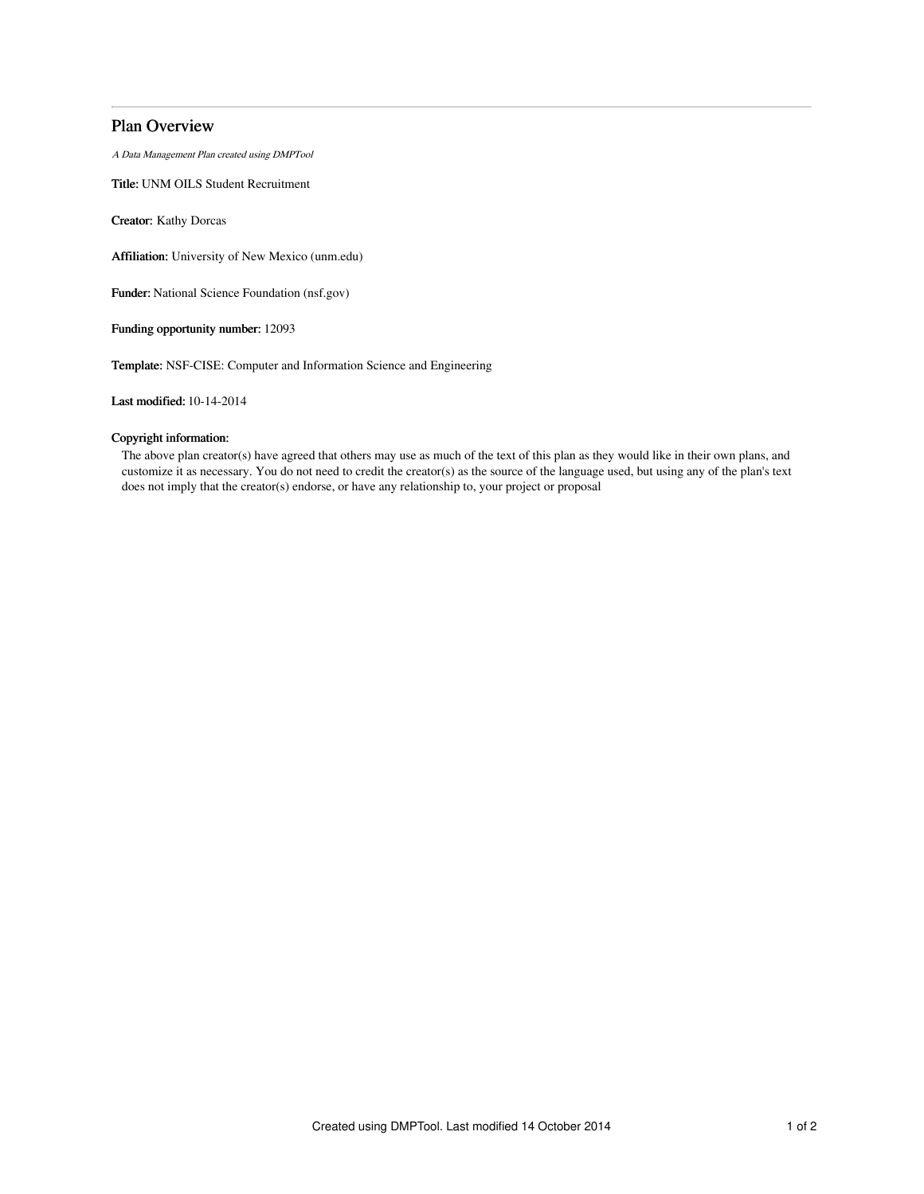# Plan Overview

*A Data Management Plan created using DMPTool*

**Title:** UNM OILS Student Recruitment

**Creator:** Kathy Dorcas

**Affiliation:** University of New Mexico (unm.edu)

**Funder:** National Science Foundation (nsf.gov)

**Funding opportunity number:** 12093

**Template:** NSF-CISE: Computer and Information Science and Engineering

**Last modified:** 10-14-2014

**Copyright information:**

The above plan creator(s) have agreed that others may use as much of the text of this plan as they would like in their own plans, and customize it as necessary. You do not need to credit the creator(s) as the source of the language used, but using any of the plan's text does not imply that the creator(s) endorse, or have any relationship to, your project or proposal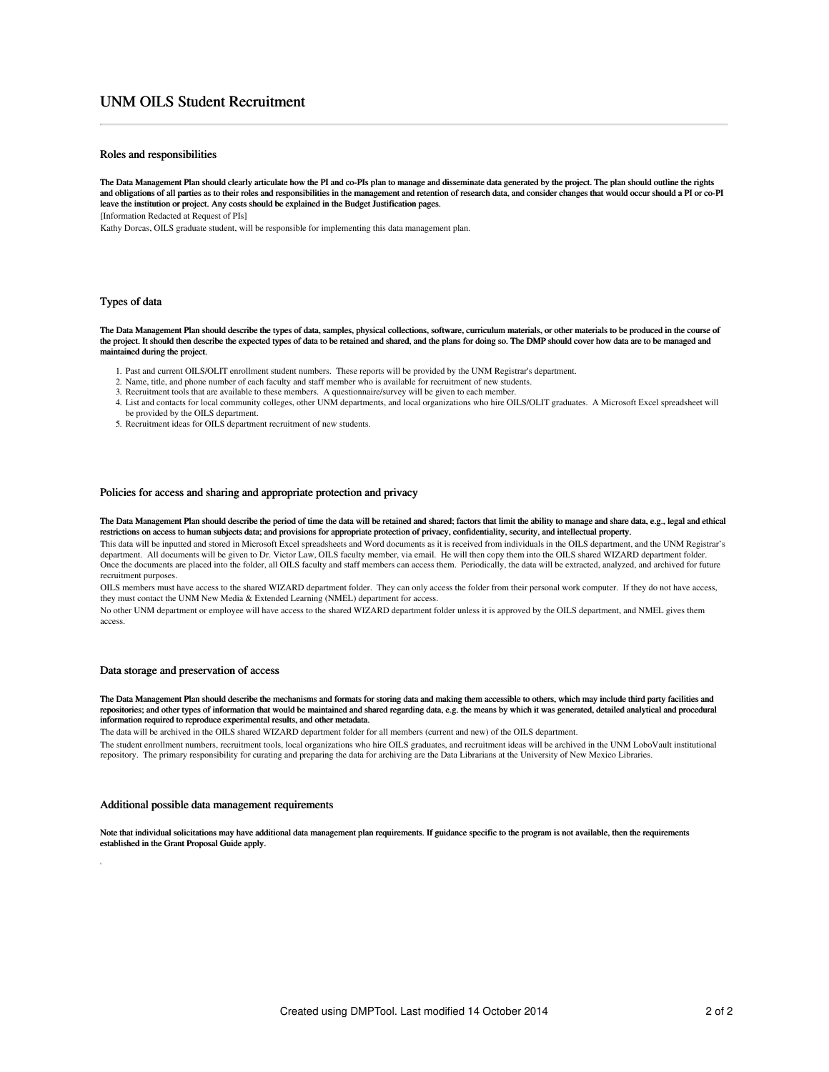# UNM OILS Student Recruitment

## Roles and responsibilities

**The Data Management Plan should clearly articulate how the PI and co-PIs plan to manage and disseminate data generated by the project. The plan should outline the rights and obligations of all parties as to their roles and responsibilities in the management and retention of research data, and consider changes that would occur should a PI or co-PI leave the institution or project. Any costs should be explained in the Budget Justification pages.**

[Information Redacted at Request of PIs]

Kathy Dorcas, OILS graduate student, will be responsible for implementing this data management plan.

## Types of data

**The Data Management Plan should describe the types of data, samples, physical collections, software, curriculum materials, or other materials to be produced in the course of the project. It should then describe the expected types of data to be retained and shared, and the plans for doing so. The DMP should cover how data are to be managed and maintained during the project.**

1. Past and current OILS/OLIT enrollment student numbers. These reports will be provided by the UNM Registrar's department.
2. Name, title, and phone number of each faculty and staff member who is available for recruitment of new students.
3. Recruitment tools that are available to these members. A questionnaire/survey will be given to each member.
4. List and contacts for local community colleges, other UNM departments, and local organizations who hire OILS/OLIT graduates. A Microsoft Excel spreadsheet will be provided by the OILS department.
5. Recruitment ideas for OILS department recruitment of new students.

## Policies for access and sharing and appropriate protection and privacy

**The Data Management Plan should describe the period of time the data will be retained and shared; factors that limit the ability to manage and share data, e.g., legal and ethical restrictions on access to human subjects data; and provisions for appropriate protection of privacy, confidentiality, security, and intellectual property.**

This data will be inputted and stored in Microsoft Excel spreadsheets and Word documents as it is received from individuals in the OILS department, and the UNM Registrar's department. All documents will be given to Dr. Victor Law, OILS faculty member, via email. He will then copy them into the OILS shared WIZARD department folder. Once the documents are placed into the folder, all OILS faculty and staff members can access them. Periodically, the data will be extracted, analyzed, and archived for future recruitment purposes.

OILS members must have access to the shared WIZARD department folder. They can only access the folder from their personal work computer. If they do not have access, they must contact the UNM New Media & Extended Learning (NMEL) department for access.

No other UNM department or employee will have access to the shared WIZARD department folder unless it is approved by the OILS department, and NMEL gives them access.

## Data storage and preservation of access

**The Data Management Plan should describe the mechanisms and formats for storing data and making them accessible to others, which may include third party facilities and repositories; and other types of information that would be maintained and shared regarding data, e.g. the means by which it was generated, detailed analytical and procedural information required to reproduce experimental results, and other metadata.**

The data will be archived in the OILS shared WIZARD department folder for all members (current and new) of the OILS department.

The student enrollment numbers, recruitment tools, local organizations who hire OILS graduates, and recruitment ideas will be archived in the UNM LoboVault institutional repository. The primary responsibility for curating and preparing the data for archiving are the Data Librarians at the University of New Mexico Libraries.

## Additional possible data management requirements

**Note that individual solicitations may have additional data management plan requirements. If guidance specific to the program is not available, then the requirements established in the Grant Proposal Guide apply.**

Created using DMPTool. Last modified 14 October 2014